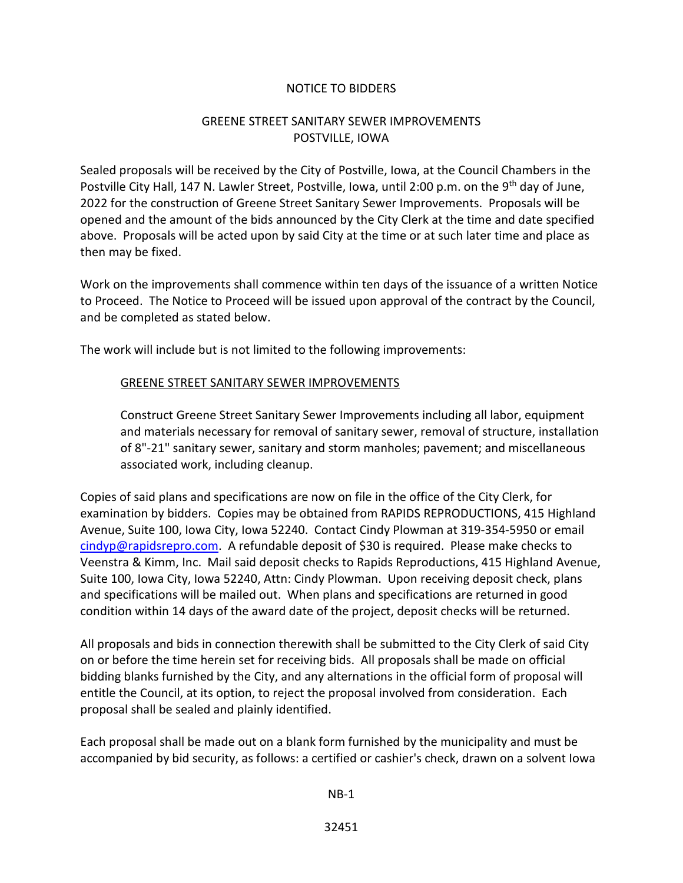# NOTICE TO BIDDERS

## GREENE STREET SANITARY SEWER IMPROVEMENTS
## POSTVILLE, IOWA

Sealed proposals will be received by the City of Postville, Iowa, at the Council Chambers in the Postville City Hall, 147 N. Lawler Street, Postville, Iowa, until 2:00 p.m. on the 9th day of June, 2022 for the construction of Greene Street Sanitary Sewer Improvements. Proposals will be opened and the amount of the bids announced by the City Clerk at the time and date specified above. Proposals will be acted upon by said City at the time or at such later time and place as then may be fixed.

Work on the improvements shall commence within ten days of the issuance of a written Notice to Proceed. The Notice to Proceed will be issued upon approval of the contract by the Council, and be completed as stated below.

The work will include but is not limited to the following improvements:

> <u>GREENE STREET SANITARY SEWER IMPROVEMENTS</u>
>
> Construct Greene Street Sanitary Sewer Improvements including all labor, equipment and materials necessary for removal of sanitary sewer, removal of structure, installation of 8"-21" sanitary sewer, sanitary and storm manholes; pavement; and miscellaneous associated work, including cleanup.

Copies of said plans and specifications are now on file in the office of the City Clerk, for examination by bidders. Copies may be obtained from RAPIDS REPRODUCTIONS, 415 Highland Avenue, Suite 100, Iowa City, Iowa 52240. Contact Cindy Plowman at 319-354-5950 or email cindyp@rapidsrepro.com. A refundable deposit of $30 is required. Please make checks to Veenstra & Kimm, Inc. Mail said deposit checks to Rapids Reproductions, 415 Highland Avenue, Suite 100, Iowa City, Iowa 52240, Attn: Cindy Plowman. Upon receiving deposit check, plans and specifications will be mailed out. When plans and specifications are returned in good condition within 14 days of the award date of the project, deposit checks will be returned.

All proposals and bids in connection therewith shall be submitted to the City Clerk of said City on or before the time herein set for receiving bids. All proposals shall be made on official bidding blanks furnished by the City, and any alternations in the official form of proposal will entitle the Council, at its option, to reject the proposal involved from consideration. Each proposal shall be sealed and plainly identified.

Each proposal shall be made out on a blank form furnished by the municipality and must be accompanied by bid security, as follows: a certified or cashier's check, drawn on a solvent Iowa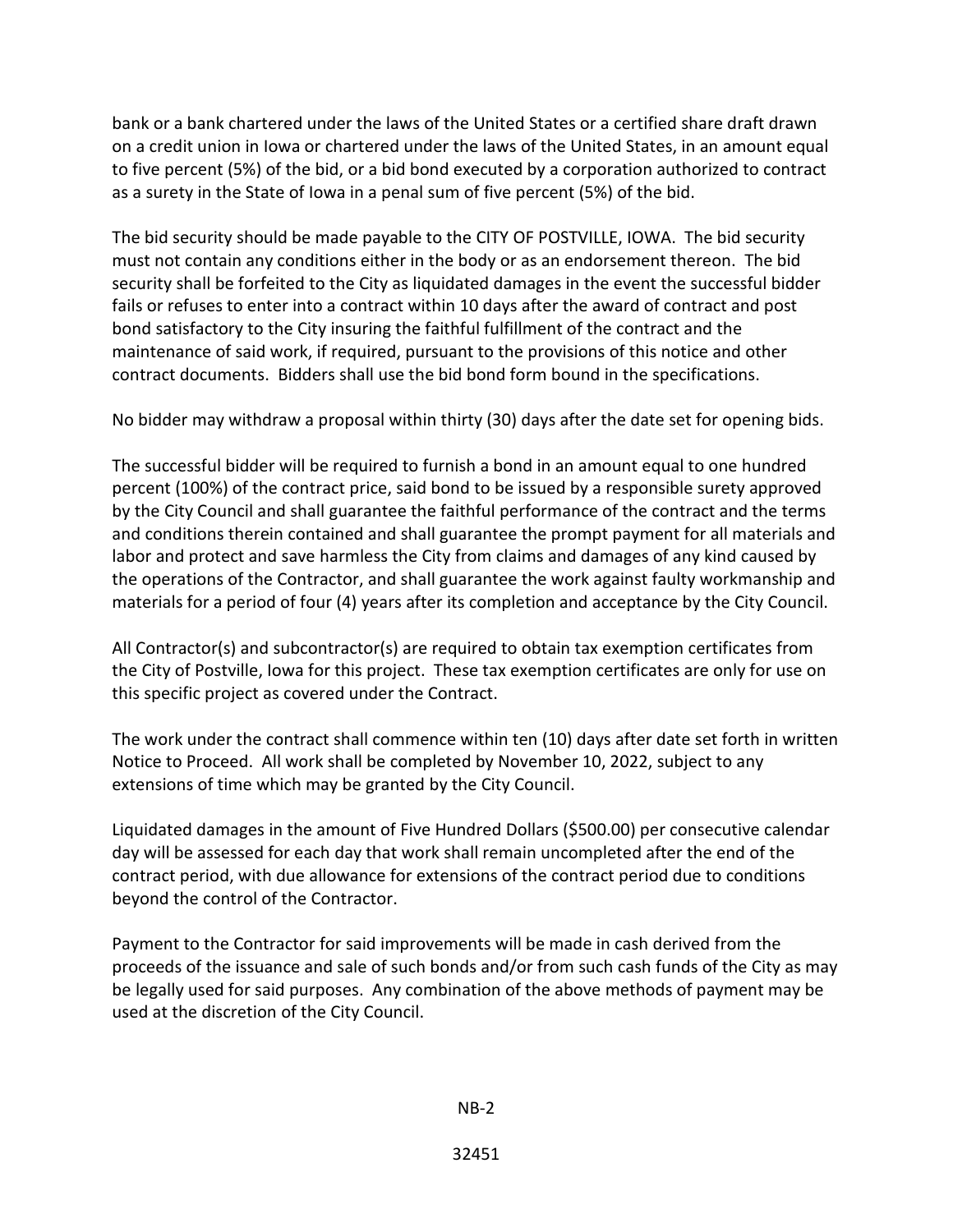bank or a bank chartered under the laws of the United States or a certified share draft drawn on a credit union in Iowa or chartered under the laws of the United States, in an amount equal to five percent (5%) of the bid, or a bid bond executed by a corporation authorized to contract as a surety in the State of Iowa in a penal sum of five percent (5%) of the bid.

The bid security should be made payable to the CITY OF POSTVILLE, IOWA. The bid security must not contain any conditions either in the body or as an endorsement thereon. The bid security shall be forfeited to the City as liquidated damages in the event the successful bidder fails or refuses to enter into a contract within 10 days after the award of contract and post bond satisfactory to the City insuring the faithful fulfillment of the contract and the maintenance of said work, if required, pursuant to the provisions of this notice and other contract documents. Bidders shall use the bid bond form bound in the specifications.

No bidder may withdraw a proposal within thirty (30) days after the date set for opening bids.

The successful bidder will be required to furnish a bond in an amount equal to one hundred percent (100%) of the contract price, said bond to be issued by a responsible surety approved by the City Council and shall guarantee the faithful performance of the contract and the terms and conditions therein contained and shall guarantee the prompt payment for all materials and labor and protect and save harmless the City from claims and damages of any kind caused by the operations of the Contractor, and shall guarantee the work against faulty workmanship and materials for a period of four (4) years after its completion and acceptance by the City Council.

All Contractor(s) and subcontractor(s) are required to obtain tax exemption certificates from the City of Postville, Iowa for this project. These tax exemption certificates are only for use on this specific project as covered under the Contract.

The work under the contract shall commence within ten (10) days after date set forth in written Notice to Proceed. All work shall be completed by November 10, 2022, subject to any extensions of time which may be granted by the City Council.

Liquidated damages in the amount of Five Hundred Dollars ($500.00) per consecutive calendar day will be assessed for each day that work shall remain uncompleted after the end of the contract period, with due allowance for extensions of the contract period due to conditions beyond the control of the Contractor.

Payment to the Contractor for said improvements will be made in cash derived from the proceeds of the issuance and sale of such bonds and/or from such cash funds of the City as may be legally used for said purposes. Any combination of the above methods of payment may be used at the discretion of the City Council.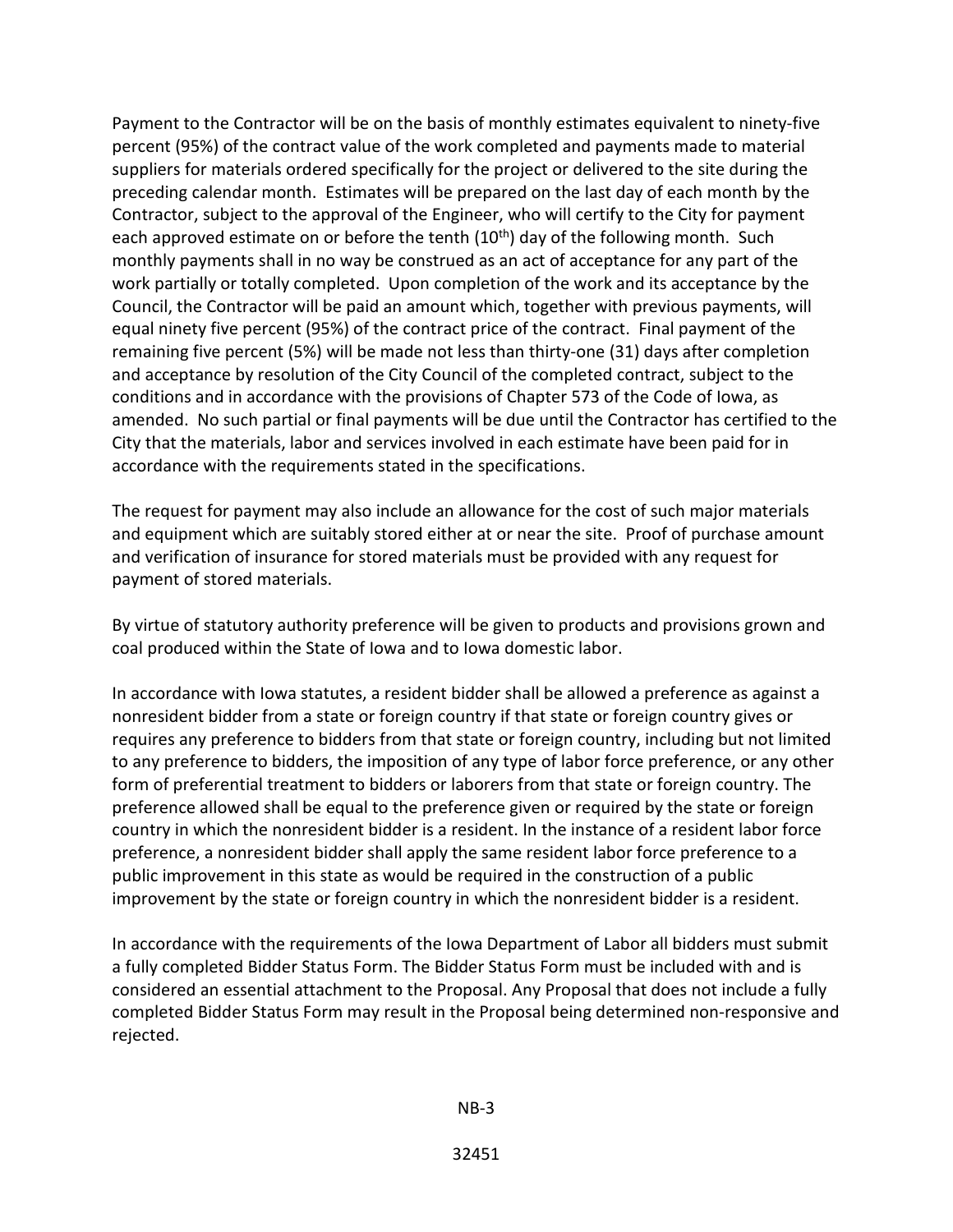Payment to the Contractor will be on the basis of monthly estimates equivalent to ninety-five percent (95%) of the contract value of the work completed and payments made to material suppliers for materials ordered specifically for the project or delivered to the site during the preceding calendar month. Estimates will be prepared on the last day of each month by the Contractor, subject to the approval of the Engineer, who will certify to the City for payment each approved estimate on or before the tenth (10th) day of the following month. Such monthly payments shall in no way be construed as an act of acceptance for any part of the work partially or totally completed. Upon completion of the work and its acceptance by the Council, the Contractor will be paid an amount which, together with previous payments, will equal ninety five percent (95%) of the contract price of the contract. Final payment of the remaining five percent (5%) will be made not less than thirty-one (31) days after completion and acceptance by resolution of the City Council of the completed contract, subject to the conditions and in accordance with the provisions of Chapter 573 of the Code of Iowa, as amended. No such partial or final payments will be due until the Contractor has certified to the City that the materials, labor and services involved in each estimate have been paid for in accordance with the requirements stated in the specifications.

The request for payment may also include an allowance for the cost of such major materials and equipment which are suitably stored either at or near the site. Proof of purchase amount and verification of insurance for stored materials must be provided with any request for payment of stored materials.

By virtue of statutory authority preference will be given to products and provisions grown and coal produced within the State of Iowa and to Iowa domestic labor.

In accordance with Iowa statutes, a resident bidder shall be allowed a preference as against a nonresident bidder from a state or foreign country if that state or foreign country gives or requires any preference to bidders from that state or foreign country, including but not limited to any preference to bidders, the imposition of any type of labor force preference, or any other form of preferential treatment to bidders or laborers from that state or foreign country. The preference allowed shall be equal to the preference given or required by the state or foreign country in which the nonresident bidder is a resident. In the instance of a resident labor force preference, a nonresident bidder shall apply the same resident labor force preference to a public improvement in this state as would be required in the construction of a public improvement by the state or foreign country in which the nonresident bidder is a resident.

In accordance with the requirements of the Iowa Department of Labor all bidders must submit a fully completed Bidder Status Form. The Bidder Status Form must be included with and is considered an essential attachment to the Proposal. Any Proposal that does not include a fully completed Bidder Status Form may result in the Proposal being determined non-responsive and rejected.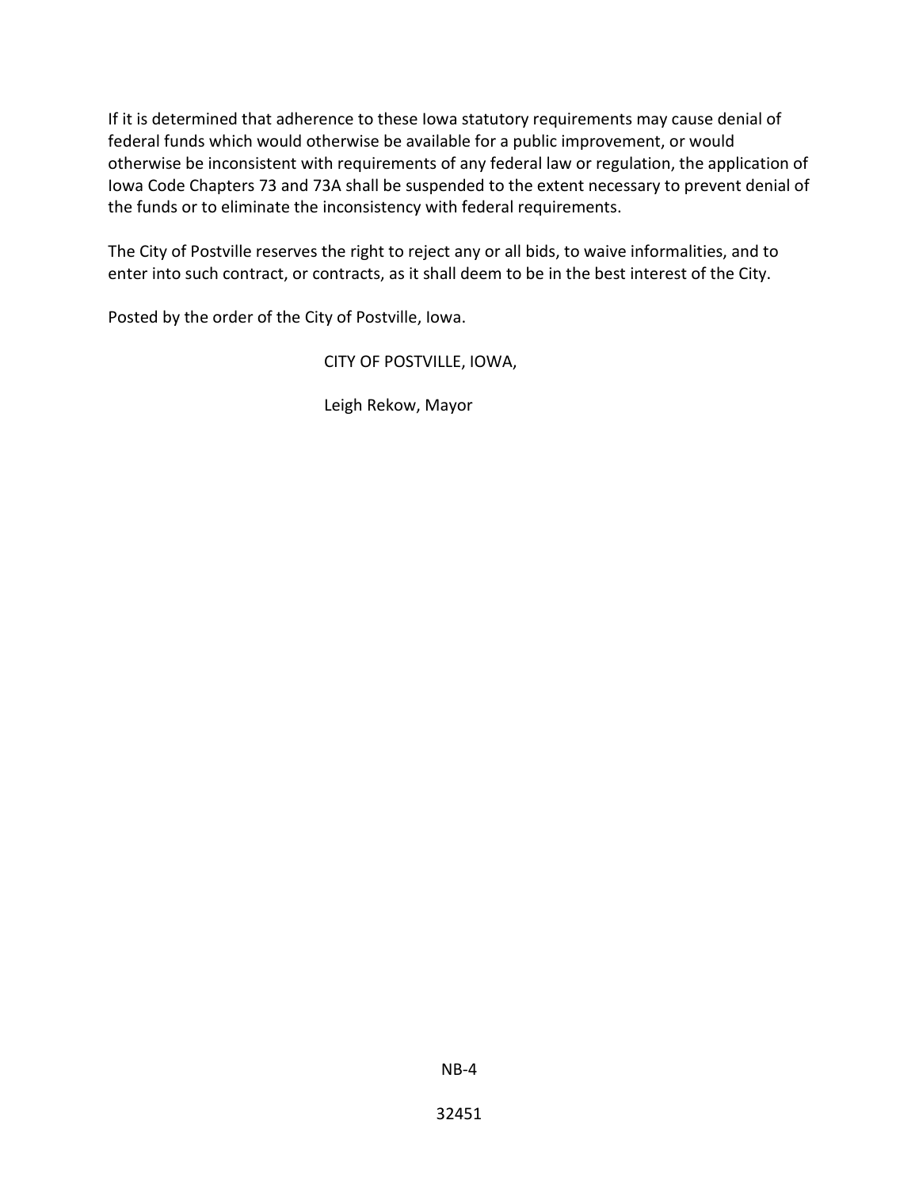If it is determined that adherence to these Iowa statutory requirements may cause denial of federal funds which would otherwise be available for a public improvement, or would otherwise be inconsistent with requirements of any federal law or regulation, the application of Iowa Code Chapters 73 and 73A shall be suspended to the extent necessary to prevent denial of the funds or to eliminate the inconsistency with federal requirements.

The City of Postville reserves the right to reject any or all bids, to waive informalities, and to enter into such contract, or contracts, as it shall deem to be in the best interest of the City.

Posted by the order of the City of Postville, Iowa.

CITY OF POSTVILLE, IOWA,

Leigh Rekow, Mayor

NB-4

32451